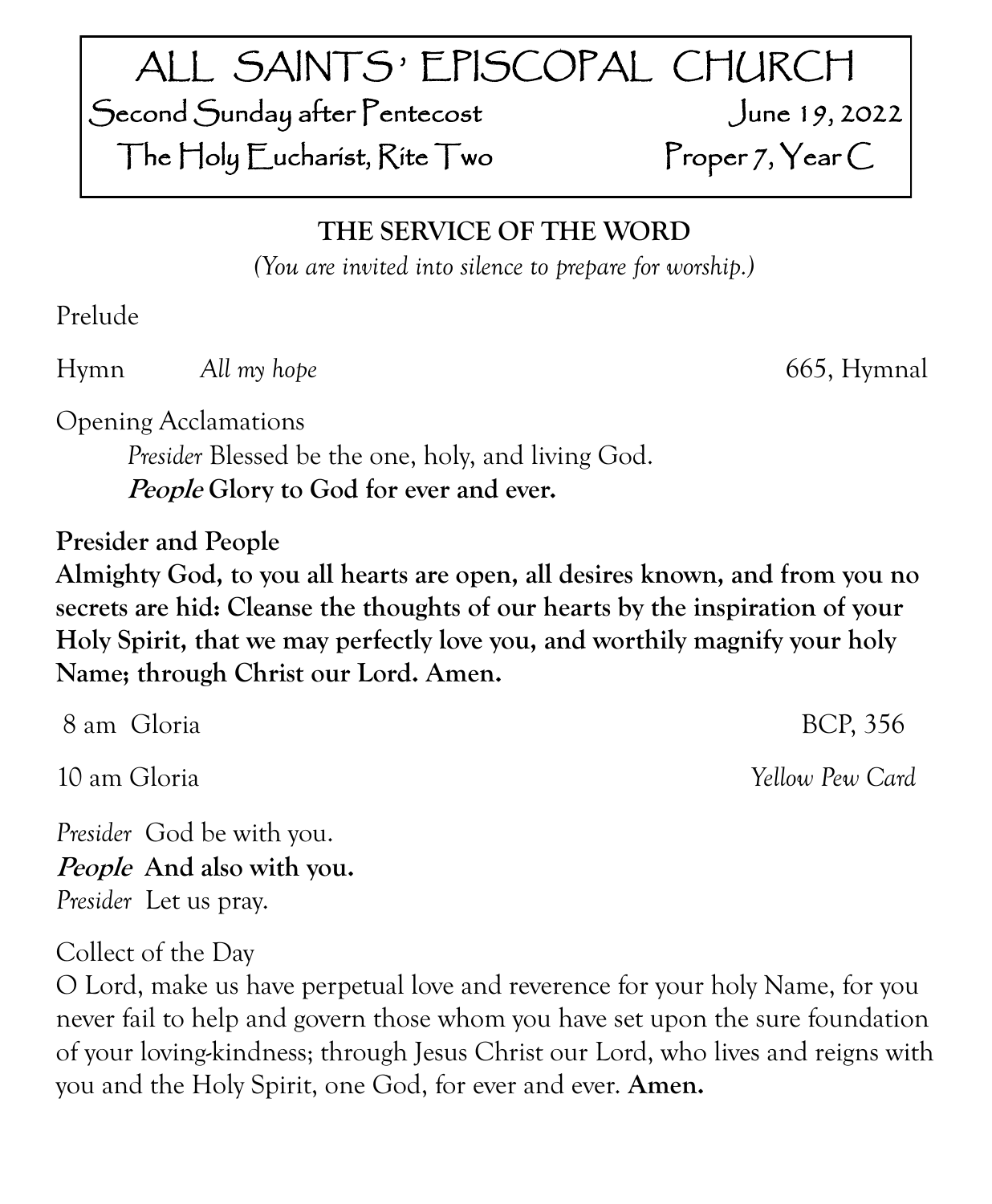# ALL SAINTS' EPISCOPAL CHURCH

Second Sunday after Pentecost — June 19, 2022

The Holy Eucharist, Rite Two — Proper 7, Year C

## THE SERVICE OF THE WORD

*(You are invited into silence to prepare for worship.)*

Prelude

Hymn *All my hope* 665, Hymnal

Opening Acclamations

*Presider* Blessed be the one, holy, and living God.

***People*** **Glory to God for ever and ever.**

**Presider and People**

**Almighty God, to you all hearts are open, all desires known, and from you no secrets are hid: Cleanse the thoughts of our hearts by the inspiration of your Holy Spirit, that we may perfectly love you, and worthily magnify your holy Name; through Christ our Lord. Amen.**

8 am Gloria BCP, 356

10 am Gloria *Yellow Pew Card*

*Presider* God be with you.

***People*** **And also with you.**

*Presider* Let us pray.

Collect of the Day

O Lord, make us have perpetual love and reverence for your holy Name, for you never fail to help and govern those whom you have set upon the sure foundation of your loving-kindness; through Jesus Christ our Lord, who lives and reigns with you and the Holy Spirit, one God, for ever and ever. **Amen.**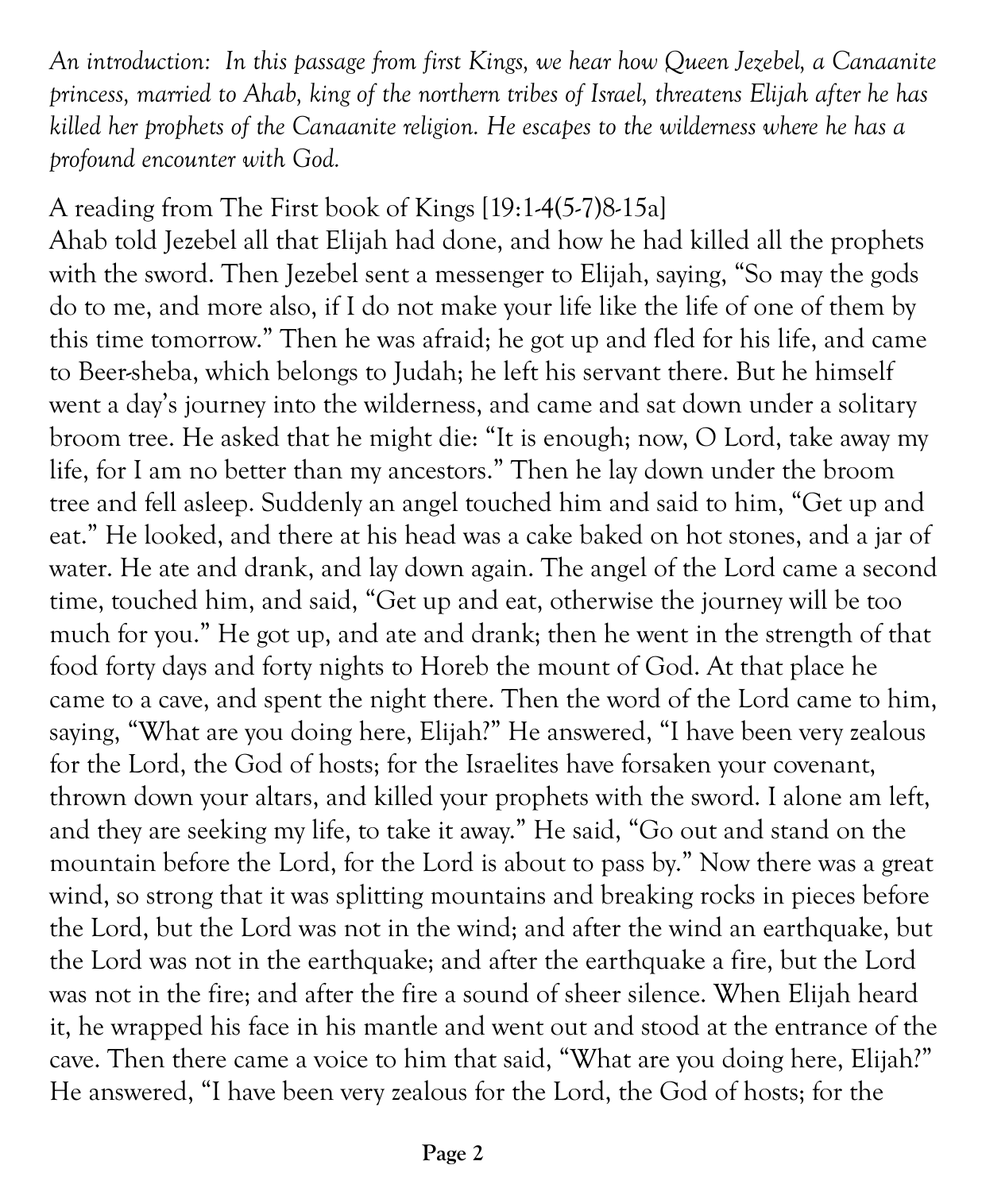*An introduction: In this passage from first Kings, we hear how Queen Jezebel, a Canaanite princess, married to Ahab, king of the northern tribes of Israel, threatens Elijah after he has killed her prophets of the Canaanite religion. He escapes to the wilderness where he has a profound encounter with God.*

A reading from The First book of Kings [19:1-4(5-7)8-15a]
Ahab told Jezebel all that Elijah had done, and how he had killed all the prophets with the sword. Then Jezebel sent a messenger to Elijah, saying, "So may the gods do to me, and more also, if I do not make your life like the life of one of them by this time tomorrow." Then he was afraid; he got up and fled for his life, and came to Beer-sheba, which belongs to Judah; he left his servant there. But he himself went a day's journey into the wilderness, and came and sat down under a solitary broom tree. He asked that he might die: "It is enough; now, O Lord, take away my life, for I am no better than my ancestors." Then he lay down under the broom tree and fell asleep. Suddenly an angel touched him and said to him, "Get up and eat." He looked, and there at his head was a cake baked on hot stones, and a jar of water. He ate and drank, and lay down again. The angel of the Lord came a second time, touched him, and said, "Get up and eat, otherwise the journey will be too much for you." He got up, and ate and drank; then he went in the strength of that food forty days and forty nights to Horeb the mount of God. At that place he came to a cave, and spent the night there. Then the word of the Lord came to him, saying, "What are you doing here, Elijah?" He answered, "I have been very zealous for the Lord, the God of hosts; for the Israelites have forsaken your covenant, thrown down your altars, and killed your prophets with the sword. I alone am left, and they are seeking my life, to take it away." He said, "Go out and stand on the mountain before the Lord, for the Lord is about to pass by." Now there was a great wind, so strong that it was splitting mountains and breaking rocks in pieces before the Lord, but the Lord was not in the wind; and after the wind an earthquake, but the Lord was not in the earthquake; and after the earthquake a fire, but the Lord was not in the fire; and after the fire a sound of sheer silence. When Elijah heard it, he wrapped his face in his mantle and went out and stood at the entrance of the cave. Then there came a voice to him that said, "What are you doing here, Elijah?" He answered, "I have been very zealous for the Lord, the God of hosts; for the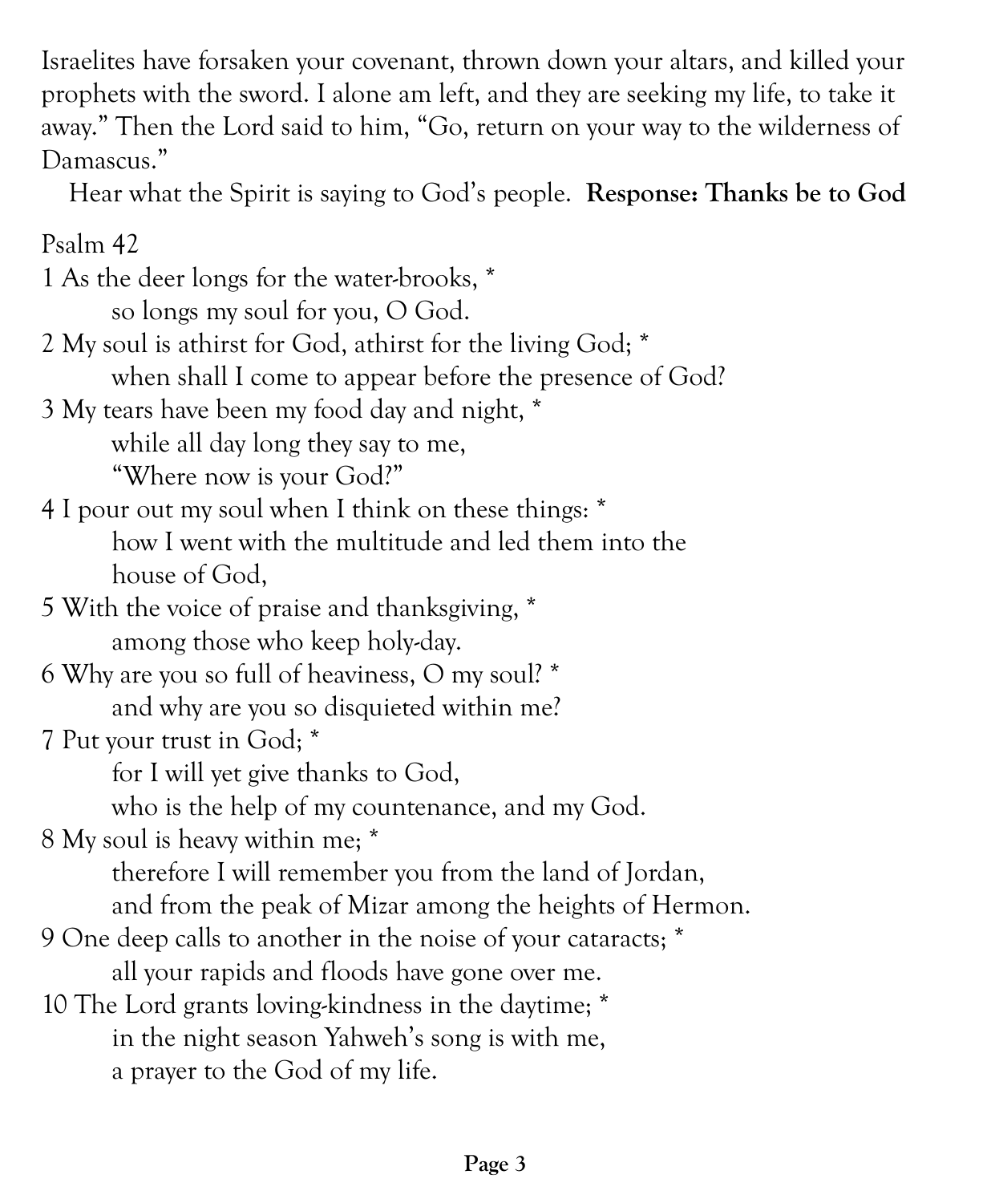Israelites have forsaken your covenant, thrown down your altars, and killed your prophets with the sword. I alone am left, and they are seeking my life, to take it away." Then the Lord said to him, "Go, return on your way to the wilderness of Damascus."

Hear what the Spirit is saying to God's people. **Response: Thanks be to God**

Psalm 42

1 As the deer longs for the water-brooks, *
so longs my soul for you, O God.
2 My soul is athirst for God, athirst for the living God; *
when shall I come to appear before the presence of God?
3 My tears have been my food day and night, *
while all day long they say to me,
"Where now is your God?"
4 I pour out my soul when I think on these things: *
how I went with the multitude and led them into the
house of God,
5 With the voice of praise and thanksgiving, *
among those who keep holy-day.
6 Why are you so full of heaviness, O my soul? *
and why are you so disquieted within me?
7 Put your trust in God; *
for I will yet give thanks to God,
who is the help of my countenance, and my God.
8 My soul is heavy within me; *
therefore I will remember you from the land of Jordan,
and from the peak of Mizar among the heights of Hermon.
9 One deep calls to another in the noise of your cataracts; *
all your rapids and floods have gone over me.
10 The Lord grants loving-kindness in the daytime; *
in the night season Yahweh's song is with me,
a prayer to the God of my life.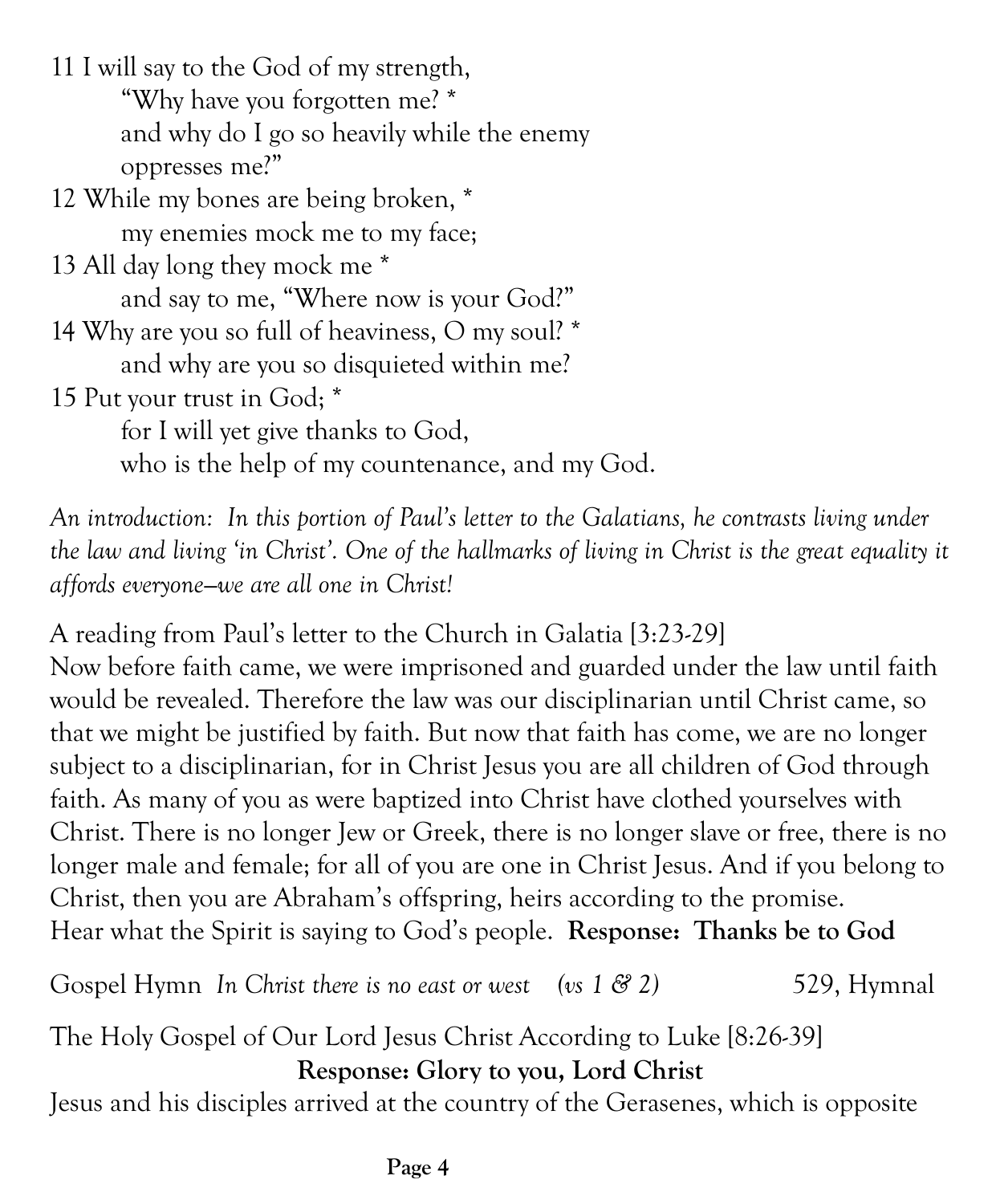11 I will say to the God of my strength,
"Why have you forgotten me? *
and why do I go so heavily while the enemy
oppresses me?"
12 While my bones are being broken, *
my enemies mock me to my face;
13 All day long they mock me *
and say to me, "Where now is your God?"
14 Why are you so full of heaviness, O my soul? *
and why are you so disquieted within me?
15 Put your trust in God; *
for I will yet give thanks to God,
who is the help of my countenance, and my God.

*An introduction: In this portion of Paul's letter to the Galatians, he contrasts living under the law and living 'in Christ'. One of the hallmarks of living in Christ is the great equality it affords everyone—we are all one in Christ!*

A reading from Paul's letter to the Church in Galatia [3:23-29]
Now before faith came, we were imprisoned and guarded under the law until faith would be revealed. Therefore the law was our disciplinarian until Christ came, so that we might be justified by faith. But now that faith has come, we are no longer subject to a disciplinarian, for in Christ Jesus you are all children of God through faith. As many of you as were baptized into Christ have clothed yourselves with Christ. There is no longer Jew or Greek, there is no longer slave or free, there is no longer male and female; for all of you are one in Christ Jesus. And if you belong to Christ, then you are Abraham's offspring, heirs according to the promise.
Hear what the Spirit is saying to God's people. **Response: Thanks be to God**

Gospel Hymn *In Christ there is no east or west (vs 1 & 2)* 529, Hymnal

The Holy Gospel of Our Lord Jesus Christ According to Luke [8:26-39]
**Response: Glory to you, Lord Christ**
Jesus and his disciples arrived at the country of the Gerasenes, which is opposite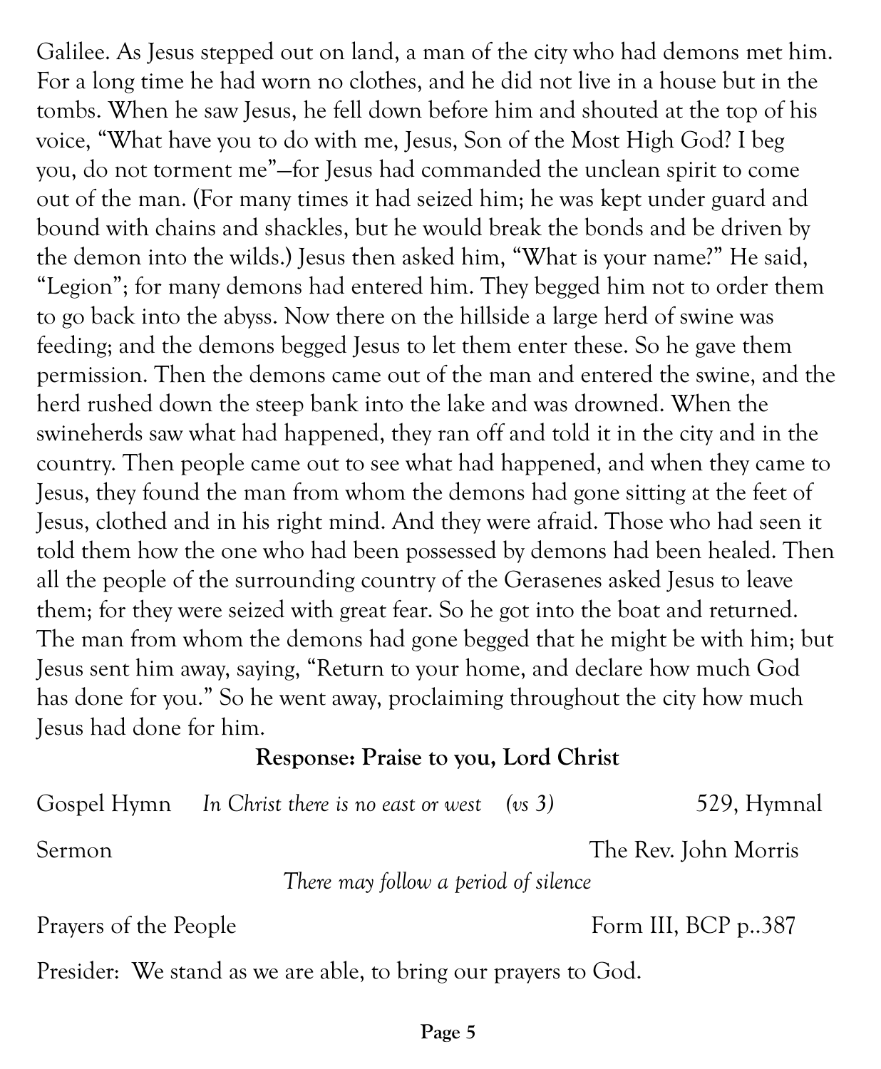Galilee. As Jesus stepped out on land, a man of the city who had demons met him. For a long time he had worn no clothes, and he did not live in a house but in the tombs. When he saw Jesus, he fell down before him and shouted at the top of his voice, “What have you to do with me, Jesus, Son of the Most High God? I beg you, do not torment me”—for Jesus had commanded the unclean spirit to come out of the man. (For many times it had seized him; he was kept under guard and bound with chains and shackles, but he would break the bonds and be driven by the demon into the wilds.) Jesus then asked him, “What is your name?” He said, “Legion”; for many demons had entered him. They begged him not to order them to go back into the abyss. Now there on the hillside a large herd of swine was feeding; and the demons begged Jesus to let them enter these. So he gave them permission. Then the demons came out of the man and entered the swine, and the herd rushed down the steep bank into the lake and was drowned. When the swineherds saw what had happened, they ran off and told it in the city and in the country. Then people came out to see what had happened, and when they came to Jesus, they found the man from whom the demons had gone sitting at the feet of Jesus, clothed and in his right mind. And they were afraid. Those who had seen it told them how the one who had been possessed by demons had been healed. Then all the people of the surrounding country of the Gerasenes asked Jesus to leave them; for they were seized with great fear. So he got into the boat and returned. The man from whom the demons had gone begged that he might be with him; but Jesus sent him away, saying, “Return to your home, and declare how much God has done for you.” So he went away, proclaiming throughout the city how much Jesus had done for him.

**Response: Praise to you, Lord Christ**

Gospel Hymn *In Christ there is no east or west (vs 3)* 529, Hymnal

Sermon The Rev. John Morris

*There may follow a period of silence*

Prayers of the People Form III, BCP p..387

Presider: We stand as we are able, to bring our prayers to God.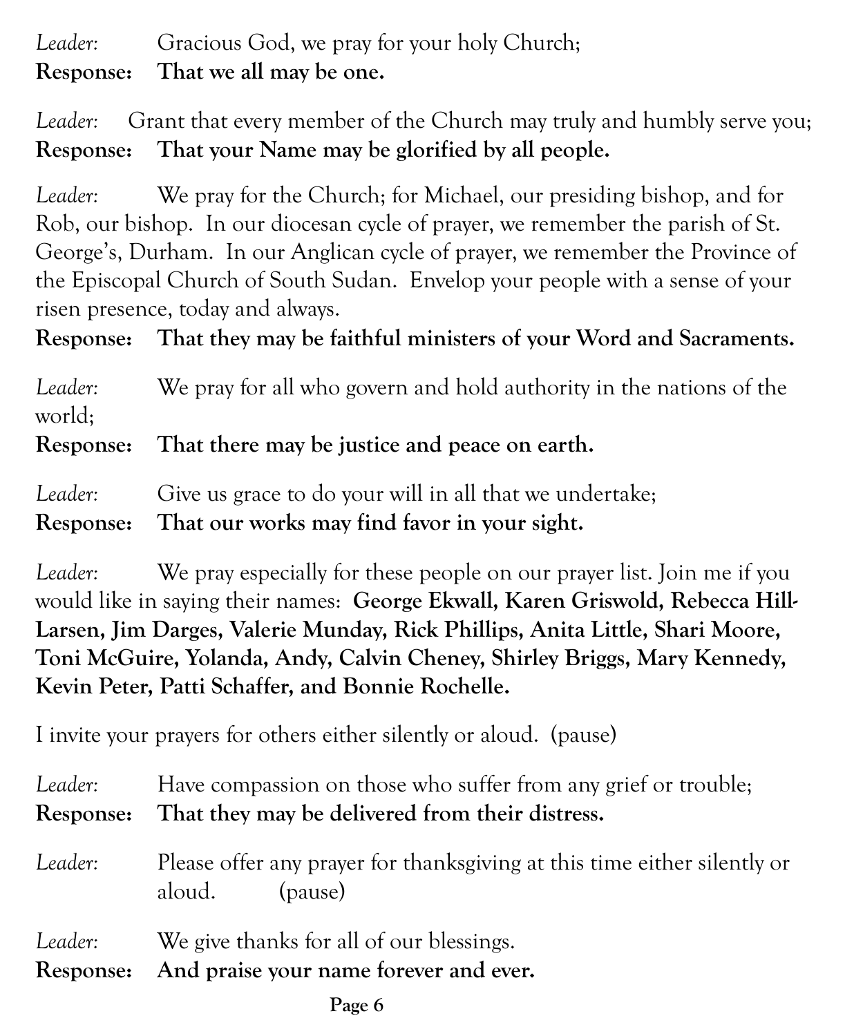*Leader*: Gracious God, we pray for your holy Church;
**Response: That we all may be one.**

*Leader*: Grant that every member of the Church may truly and humbly serve you;
**Response: That your Name may be glorified by all people.**

*Leader*: We pray for the Church; for Michael, our presiding bishop, and for Rob, our bishop. In our diocesan cycle of prayer, we remember the parish of St. George's, Durham. In our Anglican cycle of prayer, we remember the Province of the Episcopal Church of South Sudan. Envelop your people with a sense of your risen presence, today and always.
**Response: That they may be faithful ministers of your Word and Sacraments.**

*Leader*: We pray for all who govern and hold authority in the nations of the world;
**Response: That there may be justice and peace on earth.**

*Leader*: Give us grace to do your will in all that we undertake;
**Response: That our works may find favor in your sight.**

*Leader*: We pray especially for these people on our prayer list. Join me if you would like in saying their names: **George Ekwall, Karen Griswold, Rebecca Hill-Larsen, Jim Darges, Valerie Munday, Rick Phillips, Anita Little, Shari Moore, Toni McGuire, Yolanda, Andy, Calvin Cheney, Shirley Briggs, Mary Kennedy, Kevin Peter, Patti Schaffer, and Bonnie Rochelle.**

I invite your prayers for others either silently or aloud. (pause)

*Leader*: Have compassion on those who suffer from any grief or trouble;
**Response: That they may be delivered from their distress.**

*Leader*: Please offer any prayer for thanksgiving at this time either silently or aloud. (pause)

*Leader*: We give thanks for all of our blessings.
**Response: And praise your name forever and ever.**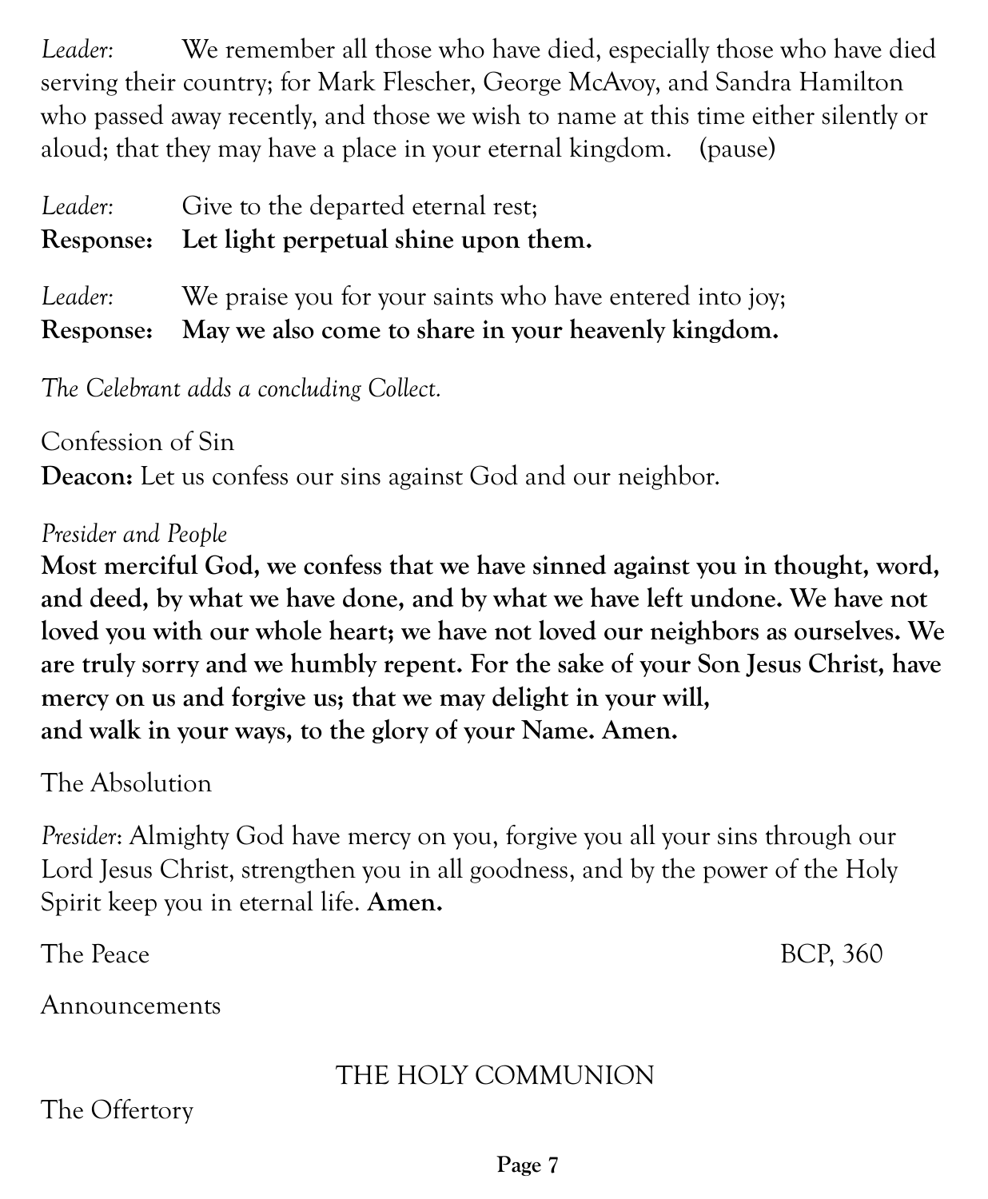*Leader:* We remember all those who have died, especially those who have died serving their country; for Mark Flescher, George McAvoy, and Sandra Hamilton who passed away recently, and those we wish to name at this time either silently or aloud; that they may have a place in your eternal kingdom. (pause)

*Leader:* Give to the departed eternal rest;
**Response: Let light perpetual shine upon them.**

*Leader:* We praise you for your saints who have entered into joy;
**Response: May we also come to share in your heavenly kingdom.**

*The Celebrant adds a concluding Collect.*

Confession of Sin

**Deacon:** Let us confess our sins against God and our neighbor.

*Presider and People*

**Most merciful God, we confess that we have sinned against you in thought, word, and deed, by what we have done, and by what we have left undone. We have not loved you with our whole heart; we have not loved our neighbors as ourselves. We are truly sorry and we humbly repent. For the sake of your Son Jesus Christ, have mercy on us and forgive us; that we may delight in your will, and walk in your ways, to the glory of your Name. Amen.**

The Absolution

*Presider*: Almighty God have mercy on you, forgive you all your sins through our Lord Jesus Christ, strengthen you in all goodness, and by the power of the Holy Spirit keep you in eternal life. **Amen.**

The Peace BCP, 360

Announcements

## THE HOLY COMMUNION

The Offertory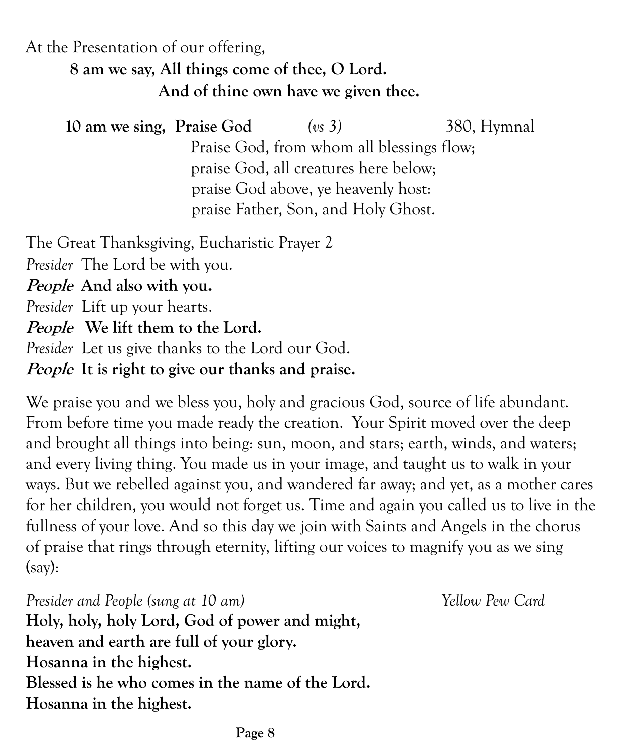At the Presentation of our offering,

**8 am we say, All things come of thee, O Lord.**
**And of thine own have we given thee.**

**10 am we sing, Praise God** *(vs 3)* 380, Hymnal

Praise God, from whom all blessings flow;
praise God, all creatures here below;
praise God above, ye heavenly host:
praise Father, Son, and Holy Ghost.

The Great Thanksgiving, Eucharistic Prayer 2

*Presider* The Lord be with you.
***People*** **And also with you.**
*Presider* Lift up your hearts.
***People*** **We lift them to the Lord.**
*Presider* Let us give thanks to the Lord our God.
***People*** **It is right to give our thanks and praise.**

We praise you and we bless you, holy and gracious God, source of life abundant. From before time you made ready the creation. Your Spirit moved over the deep and brought all things into being: sun, moon, and stars; earth, winds, and waters; and every living thing. You made us in your image, and taught us to walk in your ways. But we rebelled against you, and wandered far away; and yet, as a mother cares for her children, you would not forget us. Time and again you called us to live in the fullness of your love. And so this day we join with Saints and Angels in the chorus of praise that rings through eternity, lifting our voices to magnify you as we sing (say):

*Presider and People (sung at 10 am)* *Yellow Pew Card*

**Holy, holy, holy Lord, God of power and might,**
**heaven and earth are full of your glory.**
**Hosanna in the highest.**
**Blessed is he who comes in the name of the Lord.**
**Hosanna in the highest.**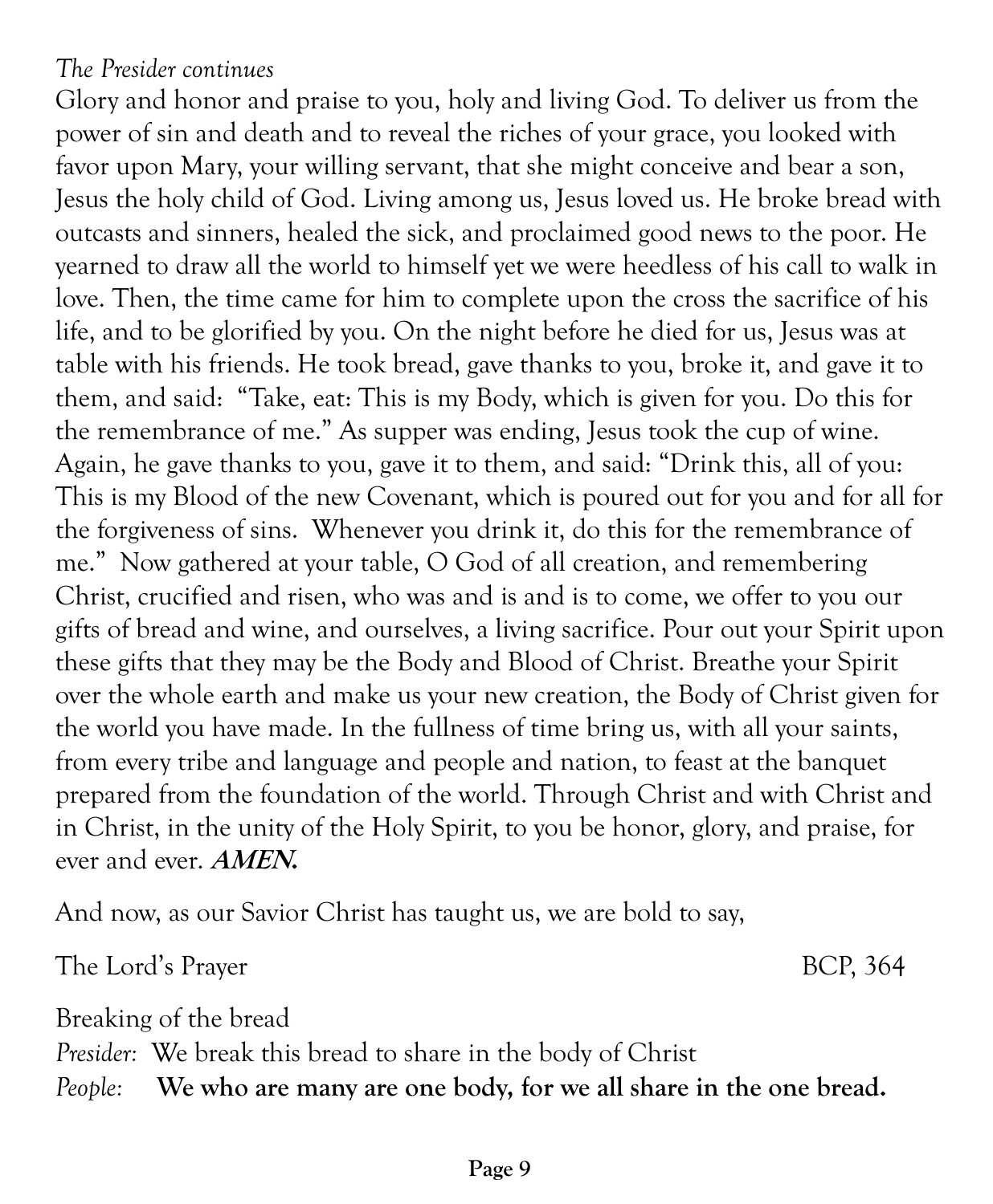*The Presider continues*

Glory and honor and praise to you, holy and living God. To deliver us from the power of sin and death and to reveal the riches of your grace, you looked with favor upon Mary, your willing servant, that she might conceive and bear a son, Jesus the holy child of God. Living among us, Jesus loved us. He broke bread with outcasts and sinners, healed the sick, and proclaimed good news to the poor. He yearned to draw all the world to himself yet we were heedless of his call to walk in love. Then, the time came for him to complete upon the cross the sacrifice of his life, and to be glorified by you. On the night before he died for us, Jesus was at table with his friends. He took bread, gave thanks to you, broke it, and gave it to them, and said: "Take, eat: This is my Body, which is given for you. Do this for the remembrance of me." As supper was ending, Jesus took the cup of wine. Again, he gave thanks to you, gave it to them, and said: "Drink this, all of you: This is my Blood of the new Covenant, which is poured out for you and for all for the forgiveness of sins. Whenever you drink it, do this for the remembrance of me." Now gathered at your table, O God of all creation, and remembering Christ, crucified and risen, who was and is and is to come, we offer to you our gifts of bread and wine, and ourselves, a living sacrifice. Pour out your Spirit upon these gifts that they may be the Body and Blood of Christ. Breathe your Spirit over the whole earth and make us your new creation, the Body of Christ given for the world you have made. In the fullness of time bring us, with all your saints, from every tribe and language and people and nation, to feast at the banquet prepared from the foundation of the world. Through Christ and with Christ and in Christ, in the unity of the Holy Spirit, to you be honor, glory, and praise, for ever and ever. ***AMEN.***

And now, as our Savior Christ has taught us, we are bold to say,

The Lord's Prayer BCP, 364

Breaking of the bread

*Presider:* We break this bread to share in the body of Christ

*People:* **We who are many are one body, for we all share in the one bread.**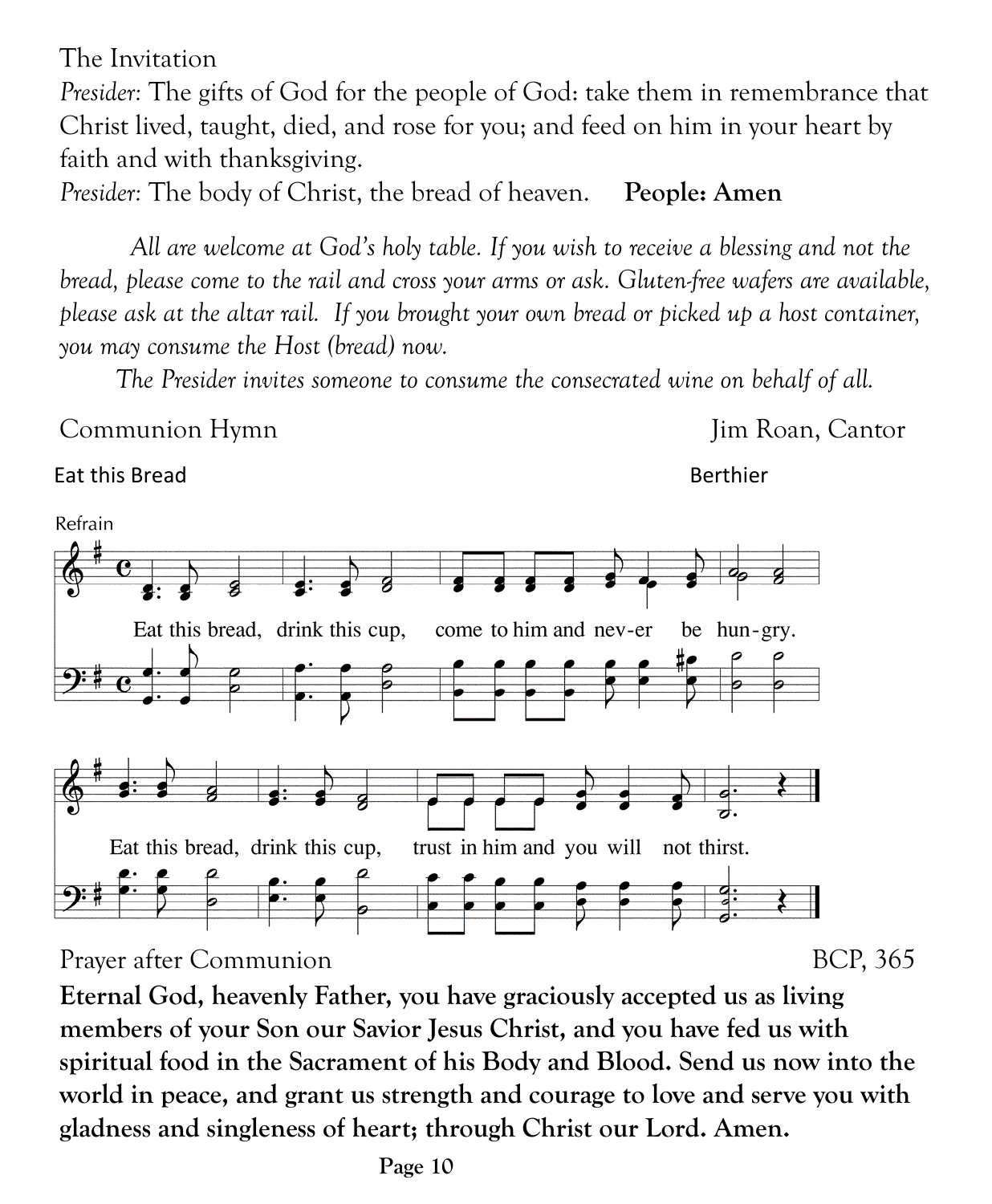The Invitation

*Presider*: The gifts of God for the people of God: take them in remembrance that Christ lived, taught, died, and rose for you; and feed on him in your heart by faith and with thanksgiving.

*Presider*: The body of Christ, the bread of heaven. **People: Amen**

*All are welcome at God's holy table. If you wish to receive a blessing and not the bread, please come to the rail and cross your arms or ask. Gluten-free wafers are available, please ask at the altar rail. If you brought your own bread or picked up a host container, you may consume the Host (bread) now.*

*The Presider invites someone to consume the consecrated wine on behalf of all.*

Communion Hymn — Jim Roan, Cantor

Eat this Bread — Berthier

Refrain

Eat this bread, drink this cup, come to him and never be hungry.

Eat this bread, drink this cup, trust in him and you will not thirst.

Prayer after Communion — BCP, 365

**Eternal God, heavenly Father, you have graciously accepted us as living members of your Son our Savior Jesus Christ, and you have fed us with spiritual food in the Sacrament of his Body and Blood. Send us now into the world in peace, and grant us strength and courage to love and serve you with gladness and singleness of heart; through Christ our Lord. Amen.**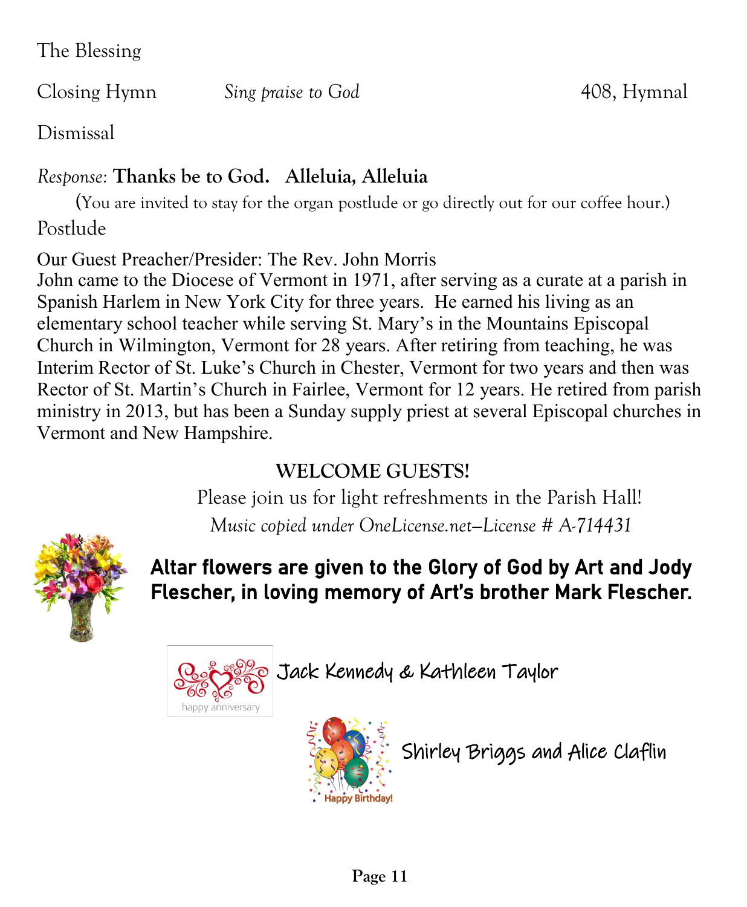The Blessing

Closing Hymn *Sing praise to God* 408, Hymnal

Dismissal

*Response:* **Thanks be to God. Alleluia, Alleluia**

(You are invited to stay for the organ postlude or go directly out for our coffee hour.)

Postlude

Our Guest Preacher/Presider: The Rev. John Morris

John came to the Diocese of Vermont in 1971, after serving as a curate at a parish in Spanish Harlem in New York City for three years. He earned his living as an elementary school teacher while serving St. Mary's in the Mountains Episcopal Church in Wilmington, Vermont for 28 years. After retiring from teaching, he was Interim Rector of St. Luke's Church in Chester, Vermont for two years and then was Rector of St. Martin's Church in Fairlee, Vermont for 12 years. He retired from parish ministry in 2013, but has been a Sunday supply priest at several Episcopal churches in Vermont and New Hampshire.

**WELCOME GUESTS!**

Please join us for light refreshments in the Parish Hall!

*Music copied under OneLicense.net—License # A-714431*

**Altar flowers are given to the Glory of God by Art and Jody Flescher, in loving memory of Art's brother Mark Flescher.**

happy anniversary

Jack Kennedy & Kathleen Taylor

Happy Birthday!

Shirley Briggs and Alice Claflin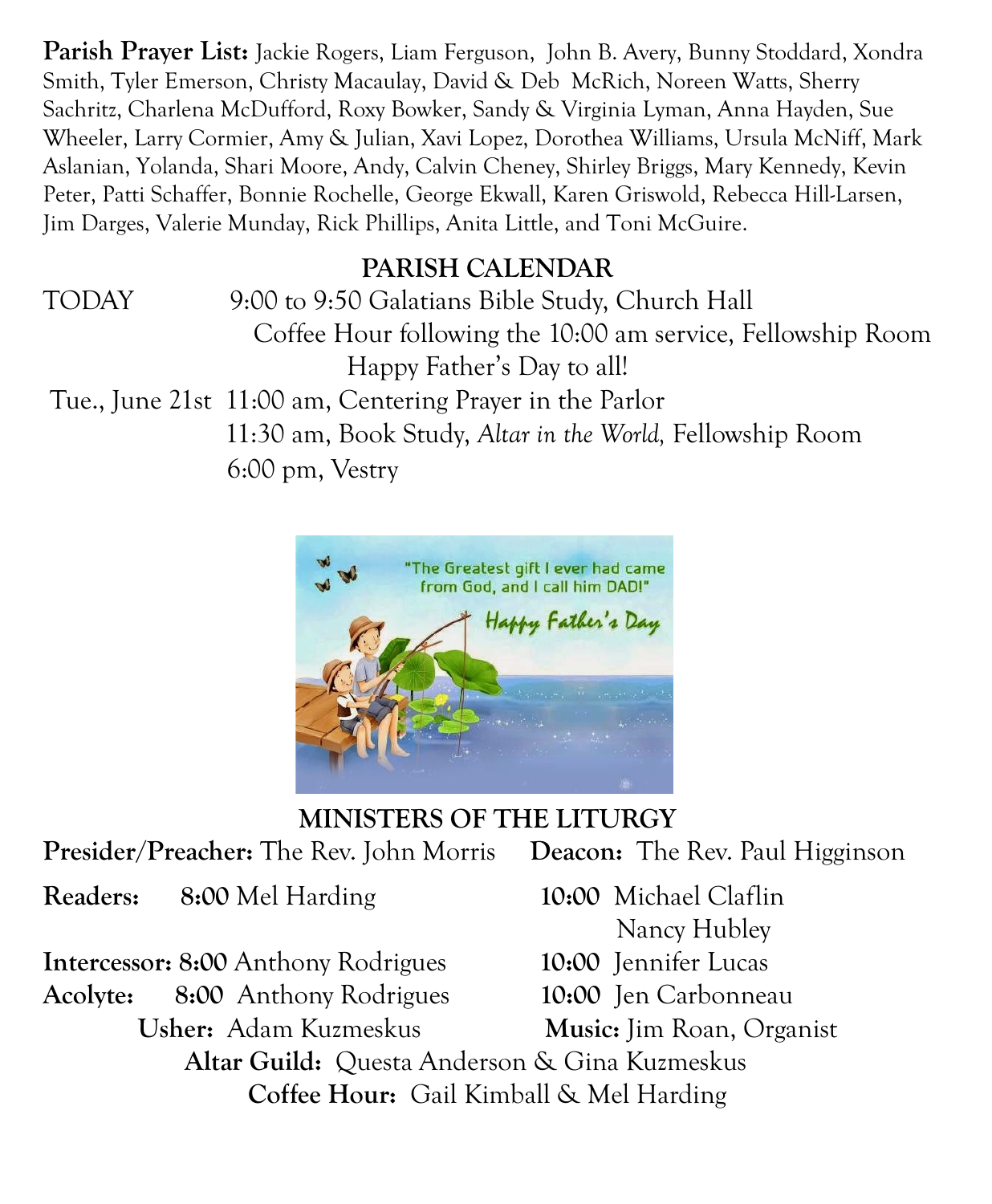**Parish Prayer List:** Jackie Rogers, Liam Ferguson, John B. Avery, Bunny Stoddard, Xondra Smith, Tyler Emerson, Christy Macaulay, David & Deb McRich, Noreen Watts, Sherry Sachritz, Charlena McDufford, Roxy Bowker, Sandy & Virginia Lyman, Anna Hayden, Sue Wheeler, Larry Cormier, Amy & Julian, Xavi Lopez, Dorothea Williams, Ursula McNiff, Mark Aslanian, Yolanda, Shari Moore, Andy, Calvin Cheney, Shirley Briggs, Mary Kennedy, Kevin Peter, Patti Schaffer, Bonnie Rochelle, George Ekwall, Karen Griswold, Rebecca Hill-Larsen, Jim Darges, Valerie Munday, Rick Phillips, Anita Little, and Toni McGuire.

## PARISH CALENDAR

TODAY 9:00 to 9:50 Galatians Bible Study, Church Hall
Coffee Hour following the 10:00 am service, Fellowship Room
Happy Father's Day to all!

Tue., June 21st 11:00 am, Centering Prayer in the Parlor
11:30 am, Book Study, *Altar in the World,* Fellowship Room
6:00 pm, Vestry

"The Greatest gift I ever had came from God, and I call him DAD!"
Happy Father's Day

## MINISTERS OF THE LITURGY

**Presider/Preacher:** The Rev. John Morris **Deacon:** The Rev. Paul Higginson

**Readers:** **8:00** Mel Harding **10:00** Michael Claflin, Nancy Hubley

**Intercessor:** **8:00** Anthony Rodrigues **10:00** Jennifer Lucas

**Acolyte:** **8:00** Anthony Rodrigues **10:00** Jen Carbonneau

**Usher:** Adam Kuzmeskus **Music:** Jim Roan, Organist

**Altar Guild:** Questa Anderson & Gina Kuzmeskus

**Coffee Hour:** Gail Kimball & Mel Harding